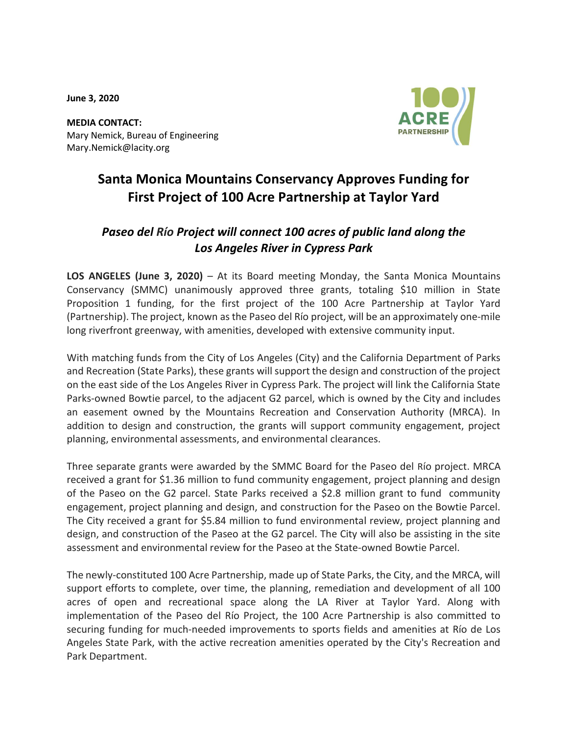**June 3, 2020**

**MEDIA CONTACT:**
Mary Nemick, Bureau of Engineering
Mary.Nemick@lacity.org

100 ACRE PARTNERSHIP

# Santa Monica Mountains Conservancy Approves Funding for First Project of 100 Acre Partnership at Taylor Yard

## *Paseo del Río Project will connect 100 acres of public land along the Los Angeles River in Cypress Park*

**LOS ANGELES (June 3, 2020)** – At its Board meeting Monday, the Santa Monica Mountains Conservancy (SMMC) unanimously approved three grants, totaling $10 million in State Proposition 1 funding, for the first project of the 100 Acre Partnership at Taylor Yard (Partnership). The project, known as the Paseo del Río project, will be an approximately one-mile long riverfront greenway, with amenities, developed with extensive community input.

With matching funds from the City of Los Angeles (City) and the California Department of Parks and Recreation (State Parks), these grants will support the design and construction of the project on the east side of the Los Angeles River in Cypress Park. The project will link the California State Parks-owned Bowtie parcel, to the adjacent G2 parcel, which is owned by the City and includes an easement owned by the Mountains Recreation and Conservation Authority (MRCA). In addition to design and construction, the grants will support community engagement, project planning, environmental assessments, and environmental clearances.

Three separate grants were awarded by the SMMC Board for the Paseo del Río project. MRCA received a grant for $1.36 million to fund community engagement, project planning and design of the Paseo on the G2 parcel. State Parks received a $2.8 million grant to fund community engagement, project planning and design, and construction for the Paseo on the Bowtie Parcel. The City received a grant for $5.84 million to fund environmental review, project planning and design, and construction of the Paseo at the G2 parcel. The City will also be assisting in the site assessment and environmental review for the Paseo at the State-owned Bowtie Parcel.

The newly-constituted 100 Acre Partnership, made up of State Parks, the City, and the MRCA, will support efforts to complete, over time, the planning, remediation and development of all 100 acres of open and recreational space along the LA River at Taylor Yard. Along with implementation of the Paseo del Río Project, the 100 Acre Partnership is also committed to securing funding for much-needed improvements to sports fields and amenities at Río de Los Angeles State Park, with the active recreation amenities operated by the City's Recreation and Park Department.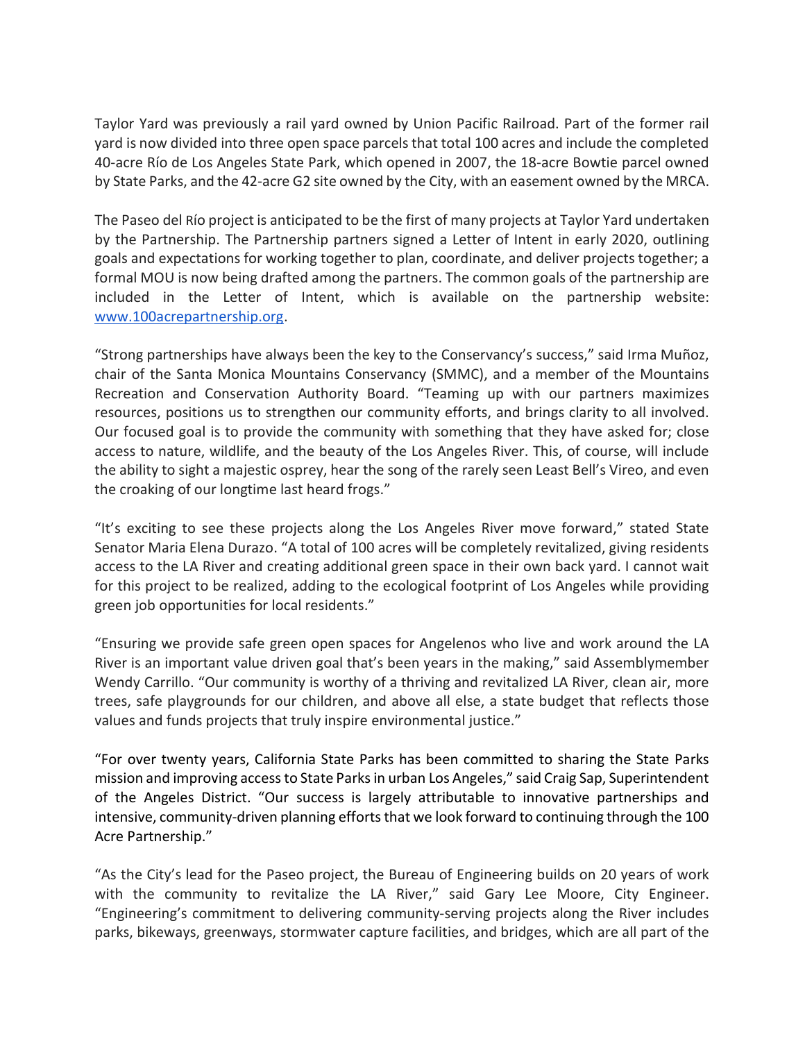Taylor Yard was previously a rail yard owned by Union Pacific Railroad. Part of the former rail yard is now divided into three open space parcels that total 100 acres and include the completed 40-acre Río de Los Angeles State Park, which opened in 2007, the 18-acre Bowtie parcel owned by State Parks, and the 42-acre G2 site owned by the City, with an easement owned by the MRCA.

The Paseo del Río project is anticipated to be the first of many projects at Taylor Yard undertaken by the Partnership. The Partnership partners signed a Letter of Intent in early 2020, outlining goals and expectations for working together to plan, coordinate, and deliver projects together; a formal MOU is now being drafted among the partners. The common goals of the partnership are included in the Letter of Intent, which is available on the partnership website: [www.100acrepartnership.org](http://www.100acrepartnership.org).

"Strong partnerships have always been the key to the Conservancy's success," said Irma Muñoz, chair of the Santa Monica Mountains Conservancy (SMMC), and a member of the Mountains Recreation and Conservation Authority Board. "Teaming up with our partners maximizes resources, positions us to strengthen our community efforts, and brings clarity to all involved. Our focused goal is to provide the community with something that they have asked for; close access to nature, wildlife, and the beauty of the Los Angeles River. This, of course, will include the ability to sight a majestic osprey, hear the song of the rarely seen Least Bell's Vireo, and even the croaking of our longtime last heard frogs."

"It's exciting to see these projects along the Los Angeles River move forward," stated State Senator Maria Elena Durazo. "A total of 100 acres will be completely revitalized, giving residents access to the LA River and creating additional green space in their own back yard. I cannot wait for this project to be realized, adding to the ecological footprint of Los Angeles while providing green job opportunities for local residents."

"Ensuring we provide safe green open spaces for Angelenos who live and work around the LA River is an important value driven goal that's been years in the making," said Assemblymember Wendy Carrillo. "Our community is worthy of a thriving and revitalized LA River, clean air, more trees, safe playgrounds for our children, and above all else, a state budget that reflects those values and funds projects that truly inspire environmental justice."

"For over twenty years, California State Parks has been committed to sharing the State Parks mission and improving access to State Parks in urban Los Angeles," said Craig Sap, Superintendent of the Angeles District. "Our success is largely attributable to innovative partnerships and intensive, community-driven planning efforts that we look forward to continuing through the 100 Acre Partnership."

"As the City's lead for the Paseo project, the Bureau of Engineering builds on 20 years of work with the community to revitalize the LA River," said Gary Lee Moore, City Engineer. "Engineering's commitment to delivering community-serving projects along the River includes parks, bikeways, greenways, stormwater capture facilities, and bridges, which are all part of the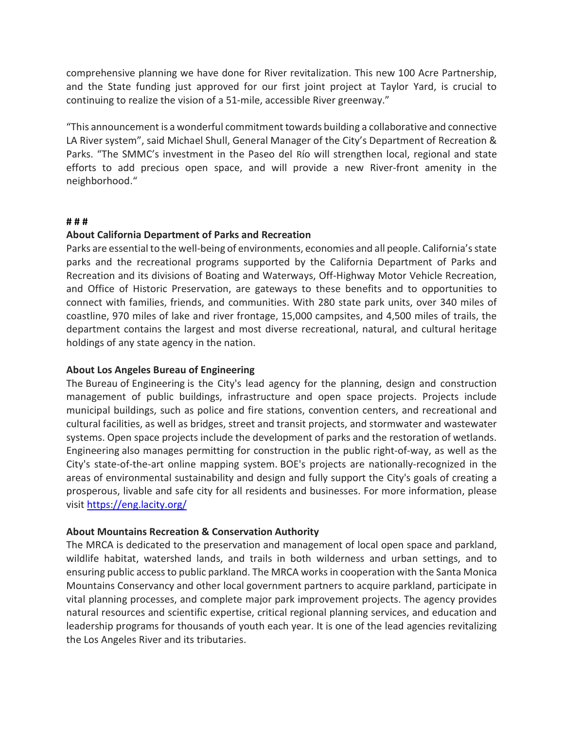comprehensive planning we have done for River revitalization. This new 100 Acre Partnership, and the State funding just approved for our first joint project at Taylor Yard, is crucial to continuing to realize the vision of a 51-mile, accessible River greenway."

"This announcement is a wonderful commitment towards building a collaborative and connective LA River system", said Michael Shull, General Manager of the City's Department of Recreation & Parks. "The SMMC's investment in the Paseo del Río will strengthen local, regional and state efforts to add precious open space, and will provide a new River-front amenity in the neighborhood."

**# # #**

**About California Department of Parks and Recreation**

Parks are essential to the well-being of environments, economies and all people. California's state parks and the recreational programs supported by the California Department of Parks and Recreation and its divisions of Boating and Waterways, Off-Highway Motor Vehicle Recreation, and Office of Historic Preservation, are gateways to these benefits and to opportunities to connect with families, friends, and communities. With 280 state park units, over 340 miles of coastline, 970 miles of lake and river frontage, 15,000 campsites, and 4,500 miles of trails, the department contains the largest and most diverse recreational, natural, and cultural heritage holdings of any state agency in the nation.

**About Los Angeles Bureau of Engineering**

The Bureau of Engineering is the City's lead agency for the planning, design and construction management of public buildings, infrastructure and open space projects. Projects include municipal buildings, such as police and fire stations, convention centers, and recreational and cultural facilities, as well as bridges, street and transit projects, and stormwater and wastewater systems. Open space projects include the development of parks and the restoration of wetlands. Engineering also manages permitting for construction in the public right-of-way, as well as the City's state-of-the-art online mapping system. BOE's projects are nationally-recognized in the areas of environmental sustainability and design and fully support the City's goals of creating a prosperous, livable and safe city for all residents and businesses. For more information, please visit [https://eng.lacity.org/](https://eng.lacity.org/)

**About Mountains Recreation & Conservation Authority**

The MRCA is dedicated to the preservation and management of local open space and parkland, wildlife habitat, watershed lands, and trails in both wilderness and urban settings, and to ensuring public access to public parkland. The MRCA works in cooperation with the Santa Monica Mountains Conservancy and other local government partners to acquire parkland, participate in vital planning processes, and complete major park improvement projects. The agency provides natural resources and scientific expertise, critical regional planning services, and education and leadership programs for thousands of youth each year. It is one of the lead agencies revitalizing the Los Angeles River and its tributaries.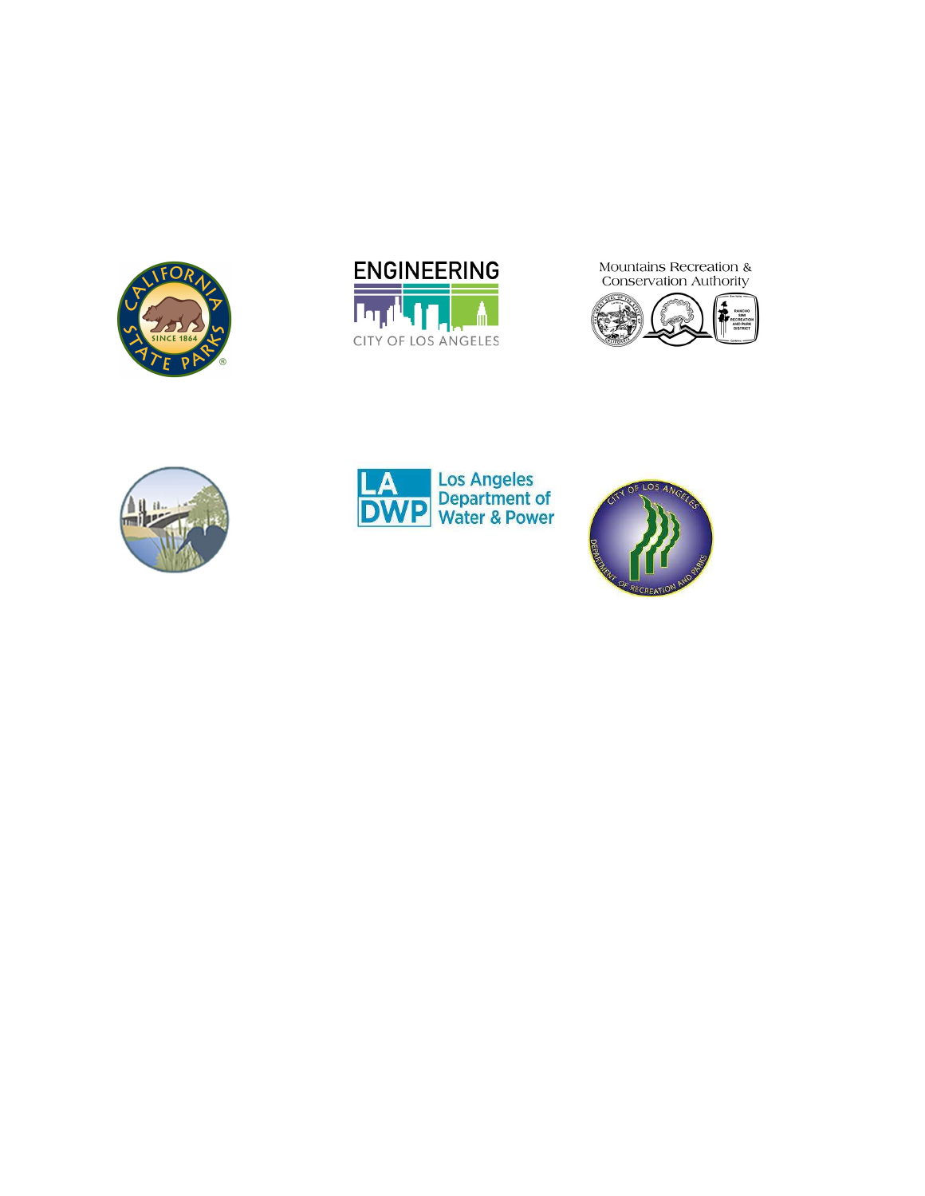CALIFORNIA STATE PARKS
SINCE 1864

ENGINEERING
CITY OF LOS ANGELES

Mountains Recreation & Conservation Authority

LA DWP
Los Angeles Department of Water & Power

CITY OF LOS ANGELES
DEPARTMENT OF RECREATION AND PARKS